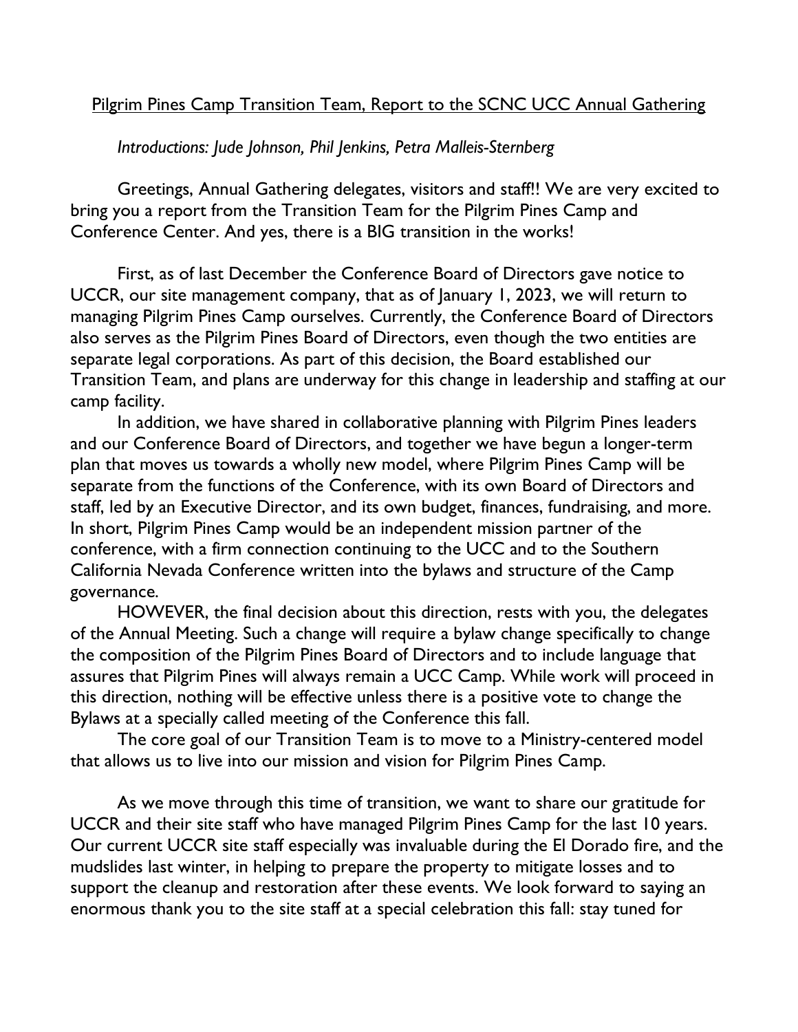Pilgrim Pines Camp Transition Team, Report to the SCNC UCC Annual Gathering

*Introductions: Jude Johnson, Phil Jenkins, Petra Malleis-Sternberg*

Greetings, Annual Gathering delegates, visitors and staff!! We are very excited to bring you a report from the Transition Team for the Pilgrim Pines Camp and Conference Center. And yes, there is a BIG transition in the works!

First, as of last December the Conference Board of Directors gave notice to UCCR, our site management company, that as of January 1, 2023, we will return to managing Pilgrim Pines Camp ourselves. Currently, the Conference Board of Directors also serves as the Pilgrim Pines Board of Directors, even though the two entities are separate legal corporations. As part of this decision, the Board established our Transition Team, and plans are underway for this change in leadership and staffing at our camp facility.

In addition, we have shared in collaborative planning with Pilgrim Pines leaders and our Conference Board of Directors, and together we have begun a longer-term plan that moves us towards a wholly new model, where Pilgrim Pines Camp will be separate from the functions of the Conference, with its own Board of Directors and staff, led by an Executive Director, and its own budget, finances, fundraising, and more. In short, Pilgrim Pines Camp would be an independent mission partner of the conference, with a firm connection continuing to the UCC and to the Southern California Nevada Conference written into the bylaws and structure of the Camp governance.

HOWEVER, the final decision about this direction, rests with you, the delegates of the Annual Meeting. Such a change will require a bylaw change specifically to change the composition of the Pilgrim Pines Board of Directors and to include language that assures that Pilgrim Pines will always remain a UCC Camp. While work will proceed in this direction, nothing will be effective unless there is a positive vote to change the Bylaws at a specially called meeting of the Conference this fall.

The core goal of our Transition Team is to move to a Ministry-centered model that allows us to live into our mission and vision for Pilgrim Pines Camp.

As we move through this time of transition, we want to share our gratitude for UCCR and their site staff who have managed Pilgrim Pines Camp for the last 10 years. Our current UCCR site staff especially was invaluable during the El Dorado fire, and the mudslides last winter, in helping to prepare the property to mitigate losses and to support the cleanup and restoration after these events. We look forward to saying an enormous thank you to the site staff at a special celebration this fall: stay tuned for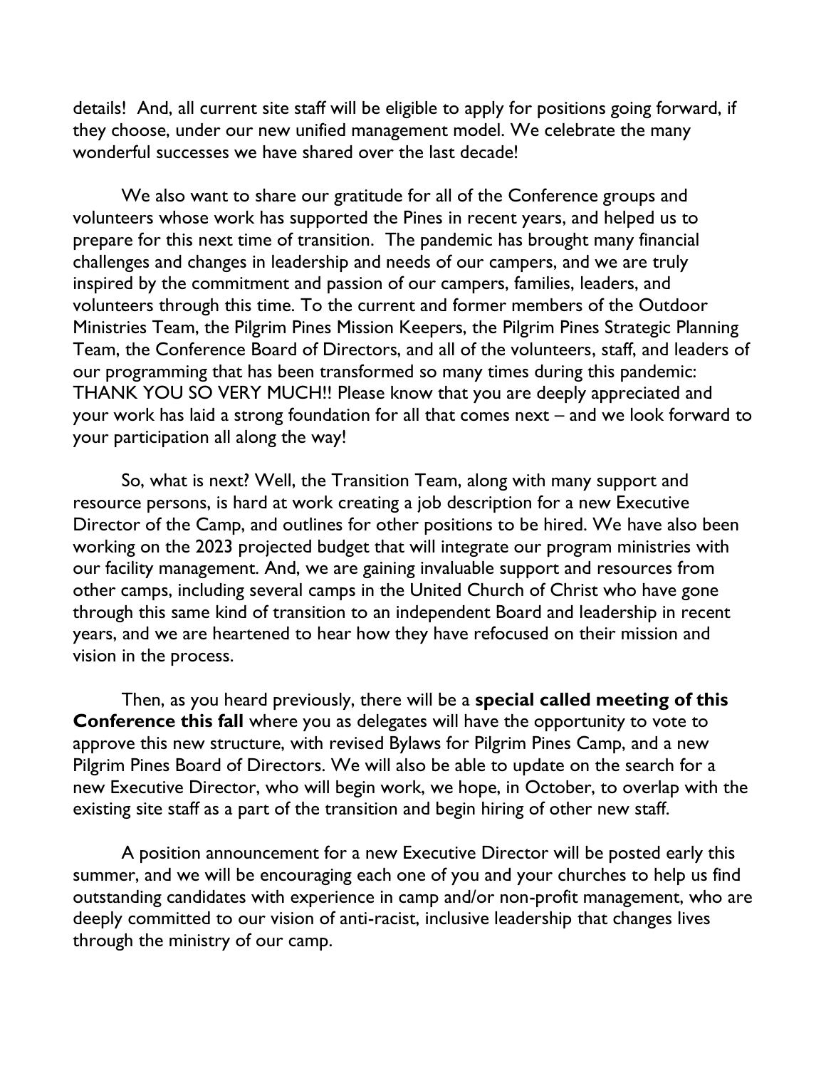details! And, all current site staff will be eligible to apply for positions going forward, if they choose, under our new unified management model. We celebrate the many wonderful successes we have shared over the last decade!

We also want to share our gratitude for all of the Conference groups and volunteers whose work has supported the Pines in recent years, and helped us to prepare for this next time of transition. The pandemic has brought many financial challenges and changes in leadership and needs of our campers, and we are truly inspired by the commitment and passion of our campers, families, leaders, and volunteers through this time. To the current and former members of the Outdoor Ministries Team, the Pilgrim Pines Mission Keepers, the Pilgrim Pines Strategic Planning Team, the Conference Board of Directors, and all of the volunteers, staff, and leaders of our programming that has been transformed so many times during this pandemic: THANK YOU SO VERY MUCH!! Please know that you are deeply appreciated and your work has laid a strong foundation for all that comes next – and we look forward to your participation all along the way!

So, what is next? Well, the Transition Team, along with many support and resource persons, is hard at work creating a job description for a new Executive Director of the Camp, and outlines for other positions to be hired. We have also been working on the 2023 projected budget that will integrate our program ministries with our facility management. And, we are gaining invaluable support and resources from other camps, including several camps in the United Church of Christ who have gone through this same kind of transition to an independent Board and leadership in recent years, and we are heartened to hear how they have refocused on their mission and vision in the process.

Then, as you heard previously, there will be a **special called meeting of this Conference this fall** where you as delegates will have the opportunity to vote to approve this new structure, with revised Bylaws for Pilgrim Pines Camp, and a new Pilgrim Pines Board of Directors. We will also be able to update on the search for a new Executive Director, who will begin work, we hope, in October, to overlap with the existing site staff as a part of the transition and begin hiring of other new staff.

A position announcement for a new Executive Director will be posted early this summer, and we will be encouraging each one of you and your churches to help us find outstanding candidates with experience in camp and/or non-profit management, who are deeply committed to our vision of anti-racist, inclusive leadership that changes lives through the ministry of our camp.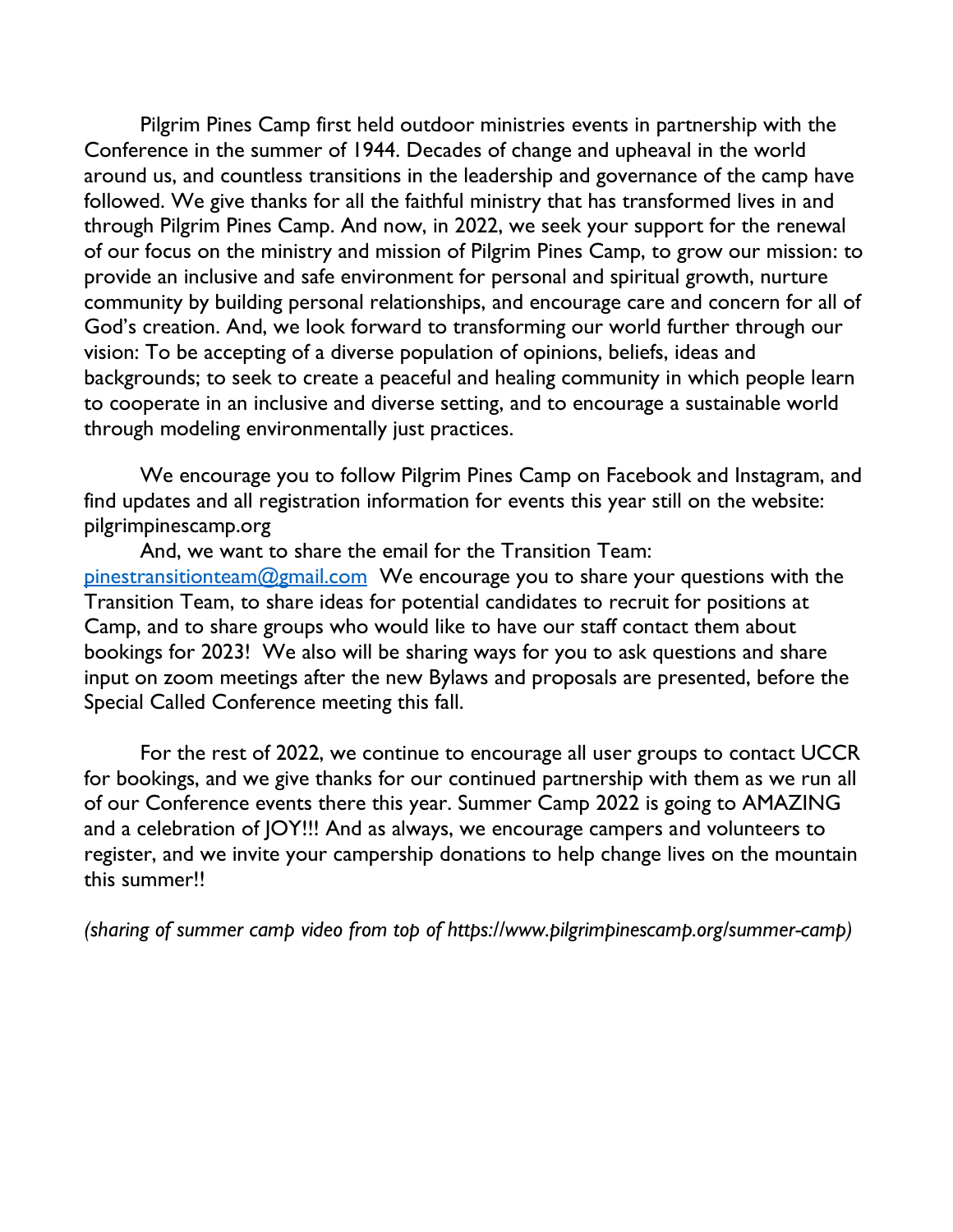Pilgrim Pines Camp first held outdoor ministries events in partnership with the Conference in the summer of 1944. Decades of change and upheaval in the world around us, and countless transitions in the leadership and governance of the camp have followed. We give thanks for all the faithful ministry that has transformed lives in and through Pilgrim Pines Camp. And now, in 2022, we seek your support for the renewal of our focus on the ministry and mission of Pilgrim Pines Camp, to grow our mission: to provide an inclusive and safe environment for personal and spiritual growth, nurture community by building personal relationships, and encourage care and concern for all of God's creation. And, we look forward to transforming our world further through our vision: To be accepting of a diverse population of opinions, beliefs, ideas and backgrounds; to seek to create a peaceful and healing community in which people learn to cooperate in an inclusive and diverse setting, and to encourage a sustainable world through modeling environmentally just practices.

We encourage you to follow Pilgrim Pines Camp on Facebook and Instagram, and find updates and all registration information for events this year still on the website: pilgrimpinescamp.org

And, we want to share the email for the Transition Team: [pinestransitionteam@gmail.com](mailto:pinestransitionteam@gmail.com) We encourage you to share your questions with the Transition Team, to share ideas for potential candidates to recruit for positions at Camp, and to share groups who would like to have our staff contact them about bookings for 2023! We also will be sharing ways for you to ask questions and share input on zoom meetings after the new Bylaws and proposals are presented, before the Special Called Conference meeting this fall.

For the rest of 2022, we continue to encourage all user groups to contact UCCR for bookings, and we give thanks for our continued partnership with them as we run all of our Conference events there this year. Summer Camp 2022 is going to AMAZING and a celebration of JOY!!! And as always, we encourage campers and volunteers to register, and we invite your campership donations to help change lives on the mountain this summer!!

*(sharing of summer camp video from top of https://www.pilgrimpinescamp.org/summer-camp)*